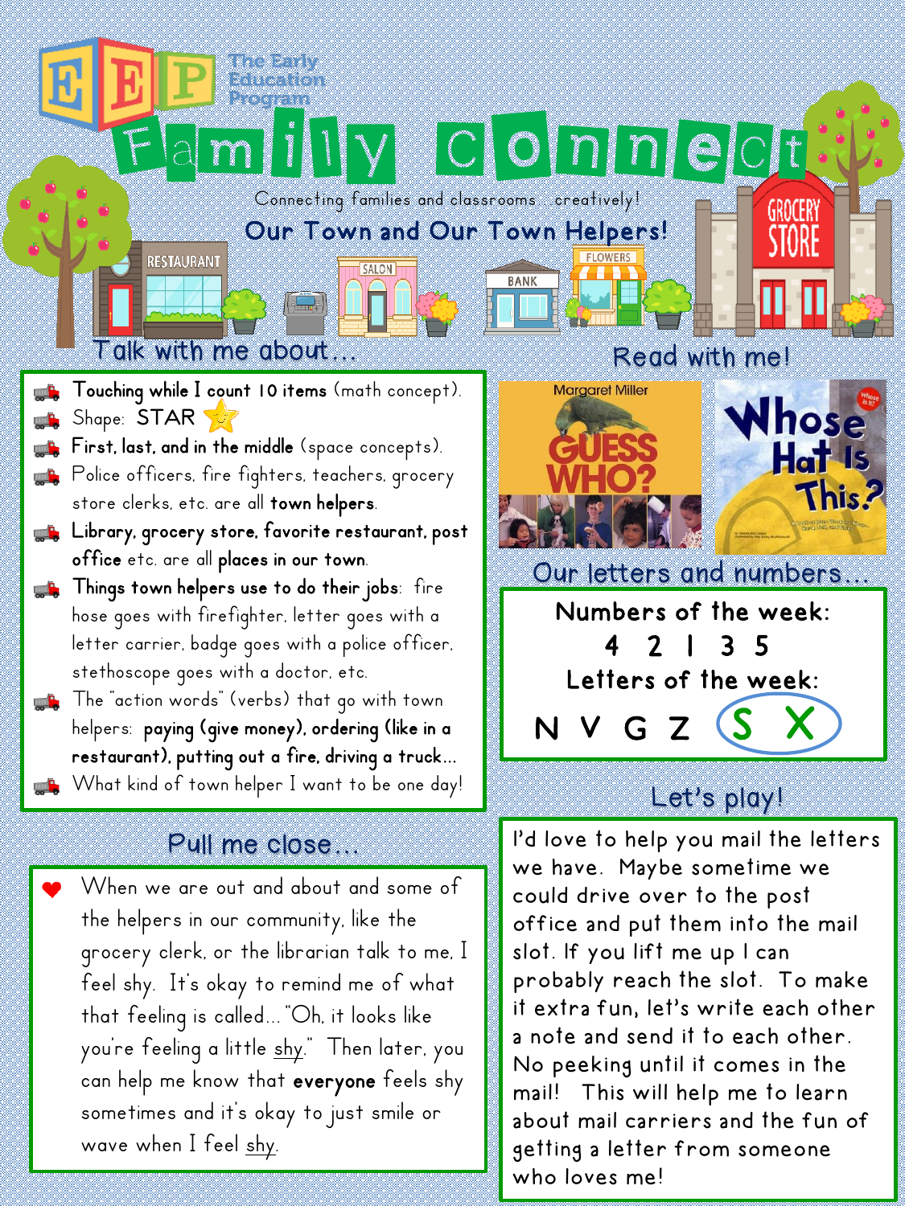The Early Education Program

# Family Connect

Connecting families and classrooms… creatively!

## Our Town and Our Town Helpers!

### Talk with me about…

- **Touching while I count 10 items** (math concept).
- Shape: STAR
- **First, last, and in the middle** (space concepts).
- Police officers, fire fighters, teachers, grocery store clerks, etc. are all **town helpers**.
- **Library, grocery store, favorite restaurant, post office** etc. are all **places in our town**.
- **Things town helpers use to do their jobs**: fire hose goes with firefighter, letter goes with a letter carrier, badge goes with a police officer, stethoscope goes with a doctor, etc.
- The "action words" (verbs) that go with town helpers: **paying (give money), ordering (like in a restaurant), putting out a fire, driving a truck…**
- What kind of town helper I want to be one day!

### Read with me!

- *Guess Who?* – Margaret Miller
- *Whose Hat Is This?*

### Our letters and numbers…

**Numbers of the week:**
4 2 1 3 5

**Letters of the week:**
N V G Z S X

### Pull me close…

When we are out and about and some of the helpers in our community, like the grocery clerk, or the librarian talk to me, I feel shy. It's okay to remind me of what that feeling is called… "Oh, it looks like you're feeling a little shy." Then later, you can help me know that **everyone** feels shy sometimes and it's okay to just smile or wave when I feel shy.

### Let's play!

I'd love to help you mail the letters we have. Maybe sometime we could drive over to the post office and put them into the mail slot. If you lift me up I can probably reach the slot. To make it extra fun, let's write each other a note and send it to each other. No peeking until it comes in the mail! This will help me to learn about mail carriers and the fun of getting a letter from someone who loves me!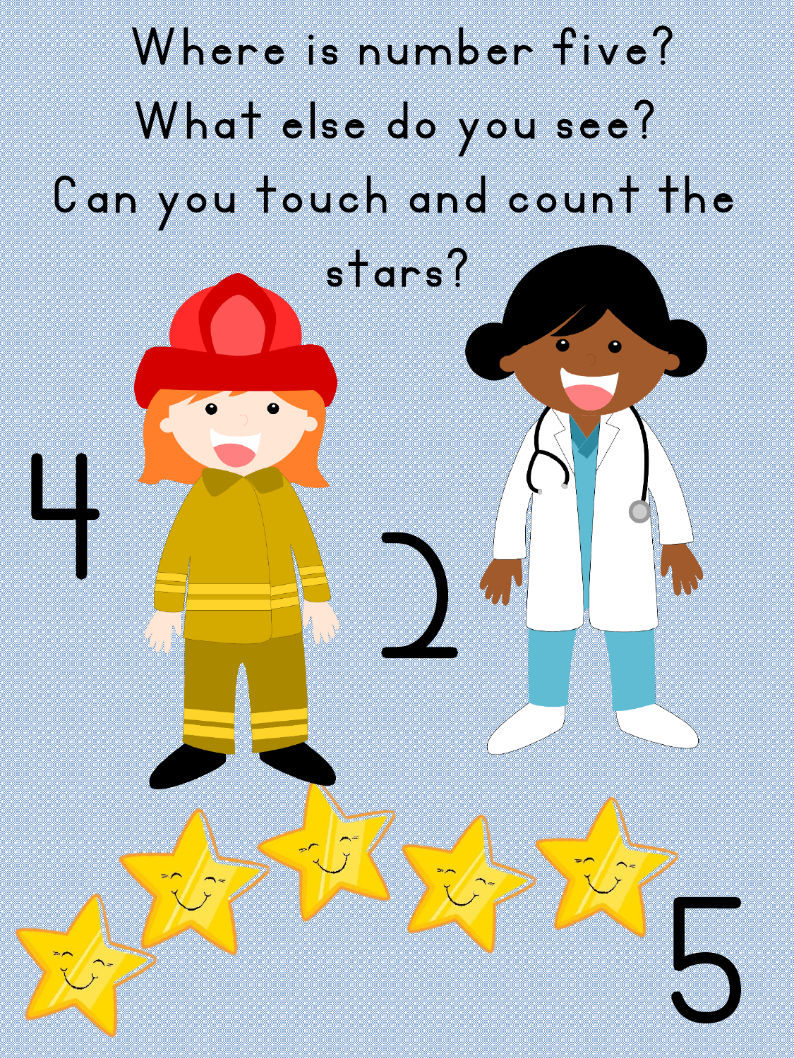Where is number five?
What else do you see?
Can you touch and count the stars?

4

2

5